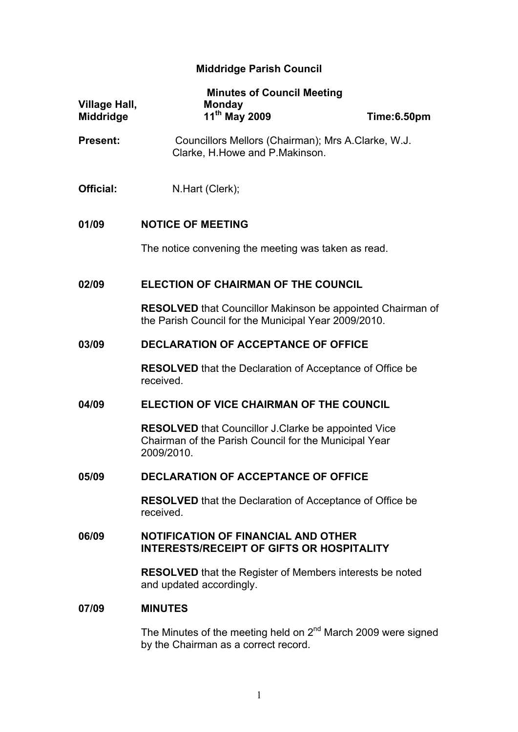# Middridge Parish Council

## Minutes of Council Meeting

| | | |
|---|---|---|
| **Village Hall, Middridge** | **Monday 11th May 2009** | **Time:6.50pm** |

**Present:** Councillors Mellors (Chairman); Mrs A.Clarke, W.J. Clarke, H.Howe and P.Makinson.

**Official:** N.Hart (Clerk);

### 01/09 NOTICE OF MEETING

The notice convening the meeting was taken as read.

### 02/09 ELECTION OF CHAIRMAN OF THE COUNCIL

**RESOLVED** that Councillor Makinson be appointed Chairman of the Parish Council for the Municipal Year 2009/2010.

### 03/09 DECLARATION OF ACCEPTANCE OF OFFICE

**RESOLVED** that the Declaration of Acceptance of Office be received.

### 04/09 ELECTION OF VICE CHAIRMAN OF THE COUNCIL

**RESOLVED** that Councillor J.Clarke be appointed Vice Chairman of the Parish Council for the Municipal Year 2009/2010.

### 05/09 DECLARATION OF ACCEPTANCE OF OFFICE

**RESOLVED** that the Declaration of Acceptance of Office be received.

### 06/09 NOTIFICATION OF FINANCIAL AND OTHER INTERESTS/RECEIPT OF GIFTS OR HOSPITALITY

**RESOLVED** that the Register of Members interests be noted and updated accordingly.

### 07/09 MINUTES

The Minutes of the meeting held on 2nd March 2009 were signed by the Chairman as a correct record.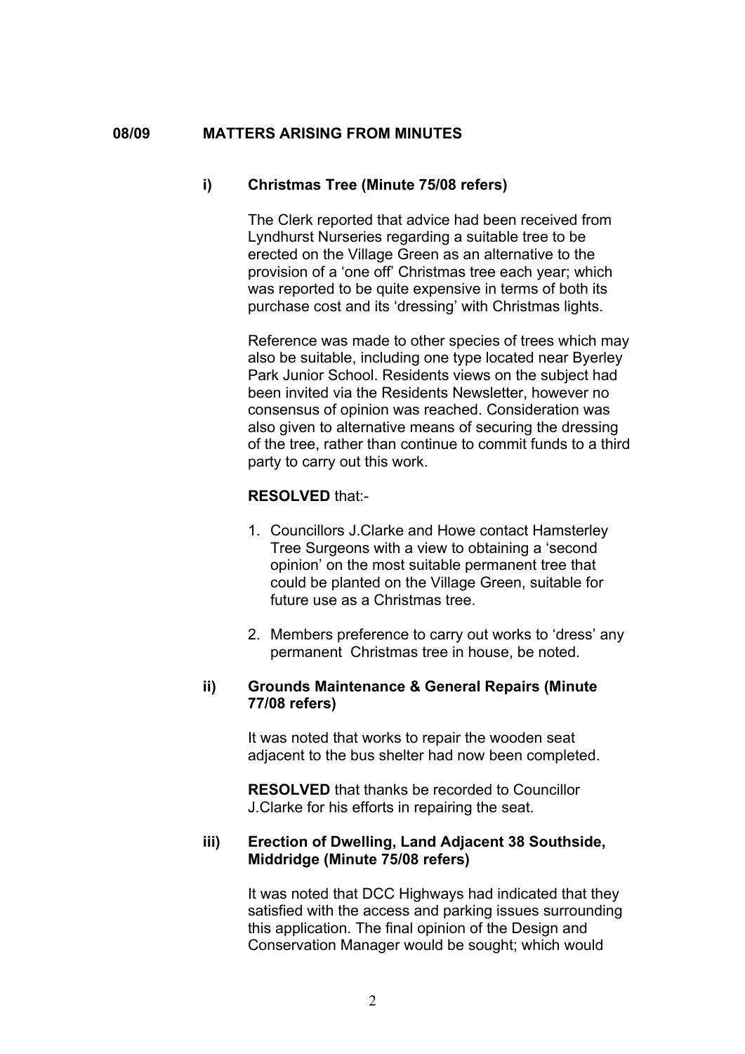## 08/09 MATTERS ARISING FROM MINUTES

### i) Christmas Tree (Minute 75/08 refers)

The Clerk reported that advice had been received from Lyndhurst Nurseries regarding a suitable tree to be erected on the Village Green as an alternative to the provision of a 'one off' Christmas tree each year; which was reported to be quite expensive in terms of both its purchase cost and its 'dressing' with Christmas lights.

Reference was made to other species of trees which may also be suitable, including one type located near Byerley Park Junior School. Residents views on the subject had been invited via the Residents Newsletter, however no consensus of opinion was reached. Consideration was also given to alternative means of securing the dressing of the tree, rather than continue to commit funds to a third party to carry out this work.

**RESOLVED** that:-

1. Councillors J.Clarke and Howe contact Hamsterley Tree Surgeons with a view to obtaining a 'second opinion' on the most suitable permanent tree that could be planted on the Village Green, suitable for future use as a Christmas tree.
2. Members preference to carry out works to 'dress' any permanent Christmas tree in house, be noted.

### ii) Grounds Maintenance & General Repairs (Minute 77/08 refers)

It was noted that works to repair the wooden seat adjacent to the bus shelter had now been completed.

**RESOLVED** that thanks be recorded to Councillor J.Clarke for his efforts in repairing the seat.

### iii) Erection of Dwelling, Land Adjacent 38 Southside, Middridge (Minute 75/08 refers)

It was noted that DCC Highways had indicated that they satisfied with the access and parking issues surrounding this application. The final opinion of the Design and Conservation Manager would be sought; which would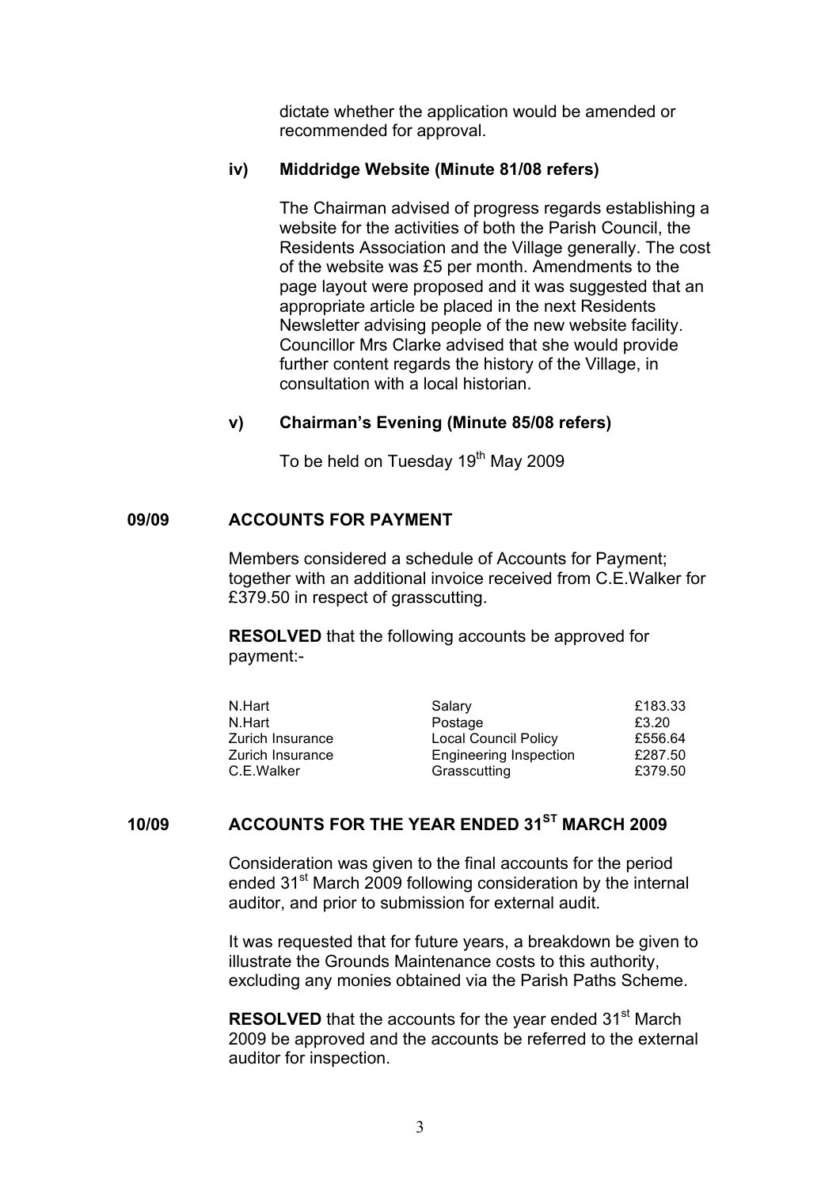dictate whether the application would be amended or recommended for approval.

### iv) Middridge Website (Minute 81/08 refers)

The Chairman advised of progress regards establishing a website for the activities of both the Parish Council, the Residents Association and the Village generally. The cost of the website was £5 per month. Amendments to the page layout were proposed and it was suggested that an appropriate article be placed in the next Residents Newsletter advising people of the new website facility. Councillor Mrs Clarke advised that she would provide further content regards the history of the Village, in consultation with a local historian.

### v) Chairman's Evening (Minute 85/08 refers)

To be held on Tuesday 19th May 2009

## 09/09 ACCOUNTS FOR PAYMENT

Members considered a schedule of Accounts for Payment; together with an additional invoice received from C.E.Walker for £379.50 in respect of grasscutting.

**RESOLVED** that the following accounts be approved for payment:-

| | | |
|---|---|---|
| N.Hart | Salary | £183.33 |
| N.Hart | Postage | £3.20 |
| Zurich Insurance | Local Council Policy | £556.64 |
| Zurich Insurance | Engineering Inspection | £287.50 |
| C.E.Walker | Grasscutting | £379.50 |

## 10/09 ACCOUNTS FOR THE YEAR ENDED 31ST MARCH 2009

Consideration was given to the final accounts for the period ended 31st March 2009 following consideration by the internal auditor, and prior to submission for external audit.

It was requested that for future years, a breakdown be given to illustrate the Grounds Maintenance costs to this authority, excluding any monies obtained via the Parish Paths Scheme.

**RESOLVED** that the accounts for the year ended 31st March 2009 be approved and the accounts be referred to the external auditor for inspection.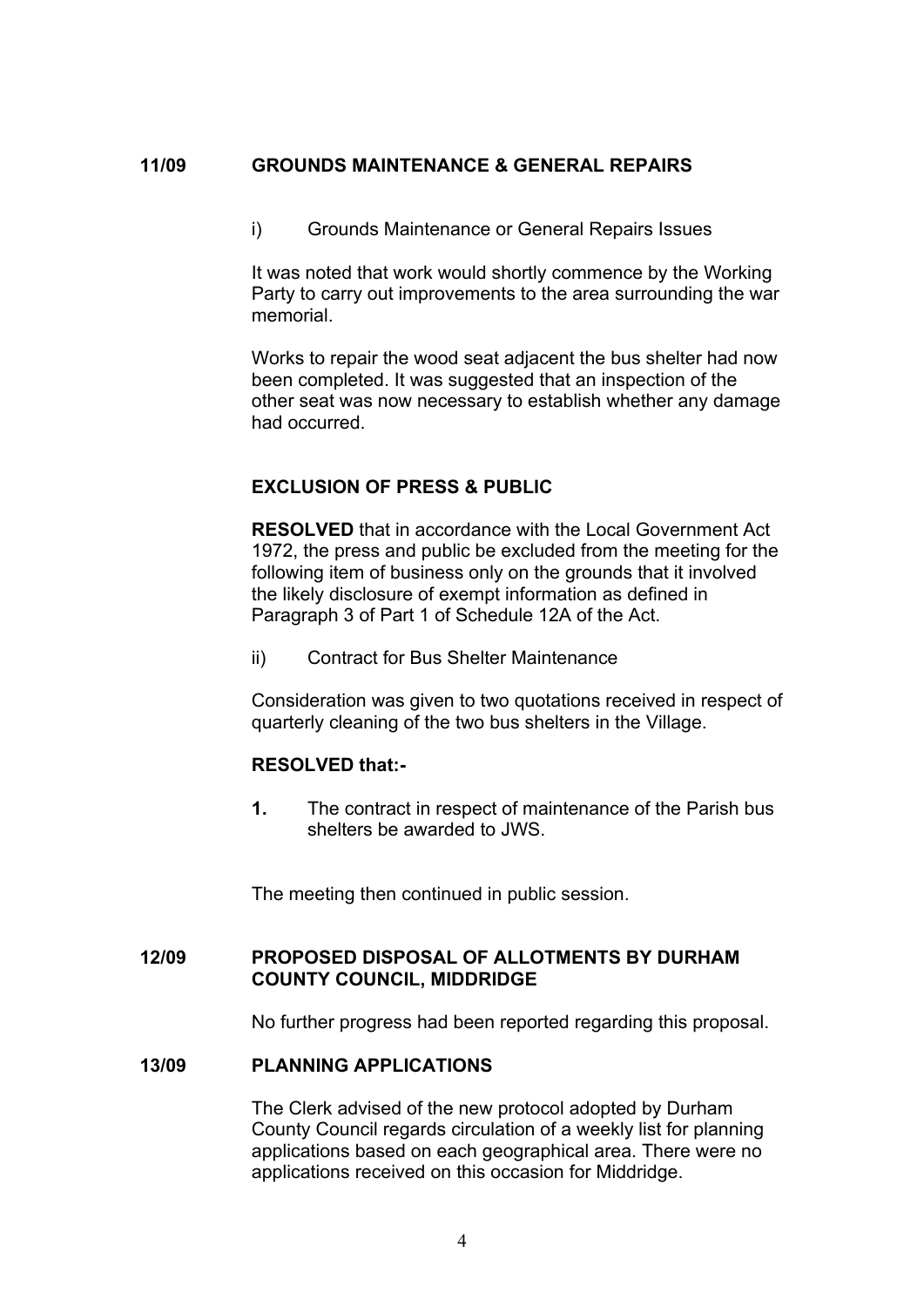## 11/09 GROUNDS MAINTENANCE & GENERAL REPAIRS

i) Grounds Maintenance or General Repairs Issues

It was noted that work would shortly commence by the Working Party to carry out improvements to the area surrounding the war memorial.

Works to repair the wood seat adjacent the bus shelter had now been completed. It was suggested that an inspection of the other seat was now necessary to establish whether any damage had occurred.

### EXCLUSION OF PRESS & PUBLIC

**RESOLVED** that in accordance with the Local Government Act 1972, the press and public be excluded from the meeting for the following item of business only on the grounds that it involved the likely disclosure of exempt information as defined in Paragraph 3 of Part 1 of Schedule 12A of the Act.

ii) Contract for Bus Shelter Maintenance

Consideration was given to two quotations received in respect of quarterly cleaning of the two bus shelters in the Village.

**RESOLVED that:-**

**1.** The contract in respect of maintenance of the Parish bus shelters be awarded to JWS.

The meeting then continued in public session.

## 12/09 PROPOSED DISPOSAL OF ALLOTMENTS BY DURHAM COUNTY COUNCIL, MIDDRIDGE

No further progress had been reported regarding this proposal.

## 13/09 PLANNING APPLICATIONS

The Clerk advised of the new protocol adopted by Durham County Council regards circulation of a weekly list for planning applications based on each geographical area. There were no applications received on this occasion for Middridge.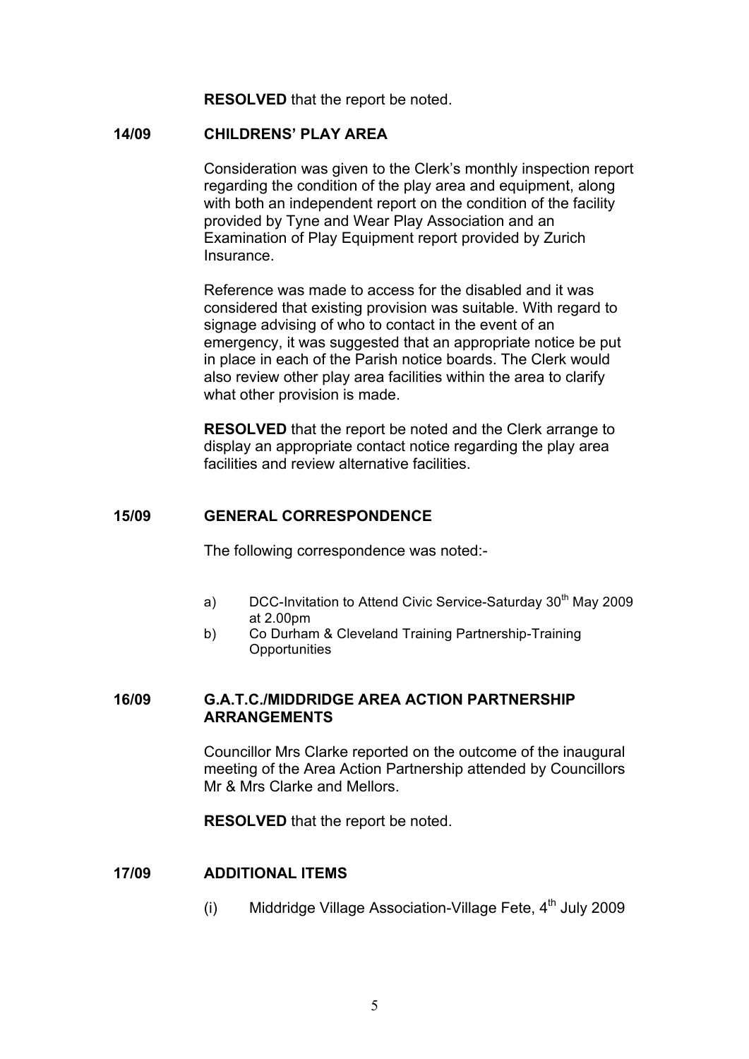**RESOLVED** that the report be noted.

## 14/09 CHILDRENS' PLAY AREA

Consideration was given to the Clerk's monthly inspection report regarding the condition of the play area and equipment, along with both an independent report on the condition of the facility provided by Tyne and Wear Play Association and an Examination of Play Equipment report provided by Zurich Insurance.

Reference was made to access for the disabled and it was considered that existing provision was suitable. With regard to signage advising of who to contact in the event of an emergency, it was suggested that an appropriate notice be put in place in each of the Parish notice boards. The Clerk would also review other play area facilities within the area to clarify what other provision is made.

**RESOLVED** that the report be noted and the Clerk arrange to display an appropriate contact notice regarding the play area facilities and review alternative facilities.

## 15/09 GENERAL CORRESPONDENCE

The following correspondence was noted:-

a) DCC-Invitation to Attend Civic Service-Saturday 30th May 2009 at 2.00pm

b) Co Durham & Cleveland Training Partnership-Training Opportunities

## 16/09 G.A.T.C./MIDDRIDGE AREA ACTION PARTNERSHIP ARRANGEMENTS

Councillor Mrs Clarke reported on the outcome of the inaugural meeting of the Area Action Partnership attended by Councillors Mr & Mrs Clarke and Mellors.

**RESOLVED** that the report be noted.

## 17/09 ADDITIONAL ITEMS

(i) Middridge Village Association-Village Fete, 4th July 2009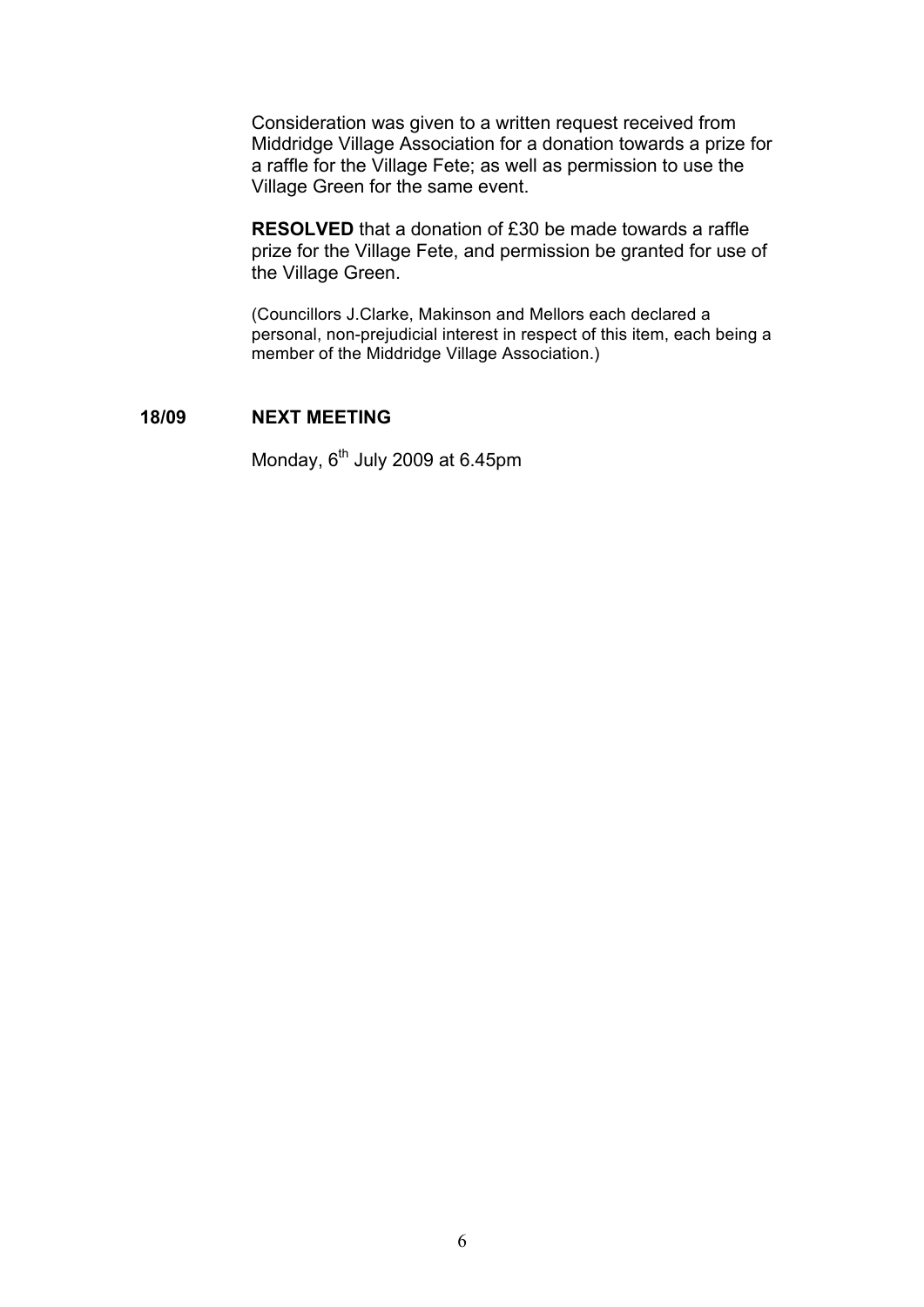Consideration was given to a written request received from Middridge Village Association for a donation towards a prize for a raffle for the Village Fete; as well as permission to use the Village Green for the same event.

**RESOLVED** that a donation of £30 be made towards a raffle prize for the Village Fete, and permission be granted for use of the Village Green.

(Councillors J.Clarke, Makinson and Mellors each declared a personal, non-prejudicial interest in respect of this item, each being a member of the Middridge Village Association.)

## 18/09 NEXT MEETING

Monday, 6th July 2009 at 6.45pm